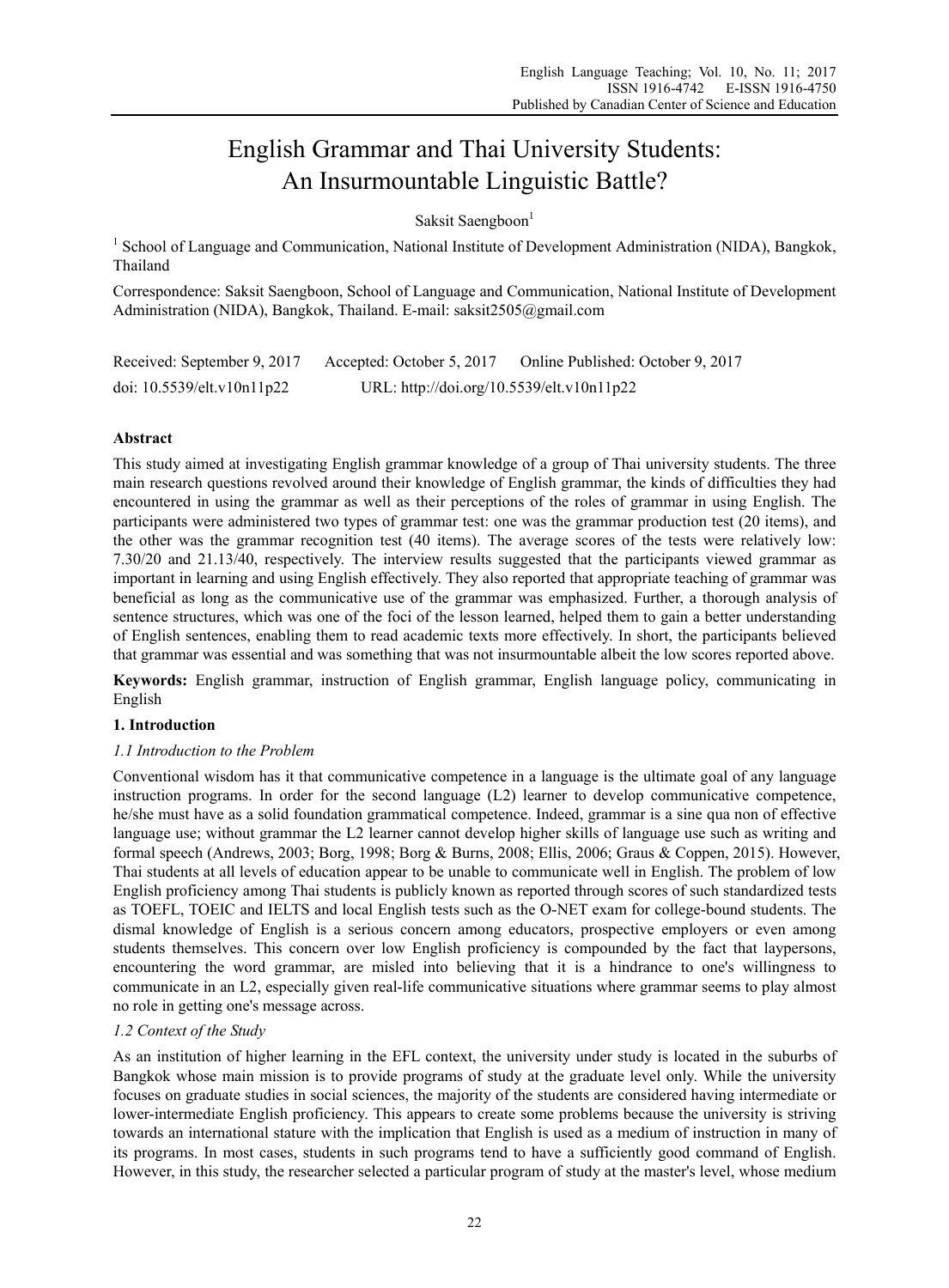# English Grammar and Thai University Students: An Insurmountable Linguistic Battle?

Saksit Saengboon[1]

[1] School of Language and Communication, National Institute of Development Administration (NIDA), Bangkok, Thailand

Correspondence: Saksit Saengboon, School of Language and Communication, National Institute of Development Administration (NIDA), Bangkok, Thailand. E-mail: saksit2505@gmail.com

Received: September 9, 2017 Accepted: October 5, 2017 Online Published: October 9, 2017

doi: 10.5539/elt.v10n11p22 URL: http://doi.org/10.5539/elt.v10n11p22

## Abstract

This study aimed at investigating English grammar knowledge of a group of Thai university students. The three main research questions revolved around their knowledge of English grammar, the kinds of difficulties they had encountered in using the grammar as well as their perceptions of the roles of grammar in using English. The participants were administered two types of grammar test: one was the grammar production test (20 items), and the other was the grammar recognition test (40 items). The average scores of the tests were relatively low: 7.30/20 and 21.13/40, respectively. The interview results suggested that the participants viewed grammar as important in learning and using English effectively. They also reported that appropriate teaching of grammar was beneficial as long as the communicative use of the grammar was emphasized. Further, a thorough analysis of sentence structures, which was one of the foci of the lesson learned, helped them to gain a better understanding of English sentences, enabling them to read academic texts more effectively. In short, the participants believed that grammar was essential and was something that was not insurmountable albeit the low scores reported above.

**Keywords:** English grammar, instruction of English grammar, English language policy, communicating in English

## 1. Introduction

### *1.1 Introduction to the Problem*

Conventional wisdom has it that communicative competence in a language is the ultimate goal of any language instruction programs. In order for the second language (L2) learner to develop communicative competence, he/she must have as a solid foundation grammatical competence. Indeed, grammar is a sine qua non of effective language use; without grammar the L2 learner cannot develop higher skills of language use such as writing and formal speech (Andrews, 2003; Borg, 1998; Borg & Burns, 2008; Ellis, 2006; Graus & Coppen, 2015). However, Thai students at all levels of education appear to be unable to communicate well in English. The problem of low English proficiency among Thai students is publicly known as reported through scores of such standardized tests as TOEFL, TOEIC and IELTS and local English tests such as the O-NET exam for college-bound students. The dismal knowledge of English is a serious concern among educators, prospective employers or even among students themselves. This concern over low English proficiency is compounded by the fact that laypersons, encountering the word grammar, are misled into believing that it is a hindrance to one's willingness to communicate in an L2, especially given real-life communicative situations where grammar seems to play almost no role in getting one's message across.

### *1.2 Context of the Study*

As an institution of higher learning in the EFL context, the university under study is located in the suburbs of Bangkok whose main mission is to provide programs of study at the graduate level only. While the university focuses on graduate studies in social sciences, the majority of the students are considered having intermediate or lower-intermediate English proficiency. This appears to create some problems because the university is striving towards an international stature with the implication that English is used as a medium of instruction in many of its programs. In most cases, students in such programs tend to have a sufficiently good command of English. However, in this study, the researcher selected a particular program of study at the master's level, whose medium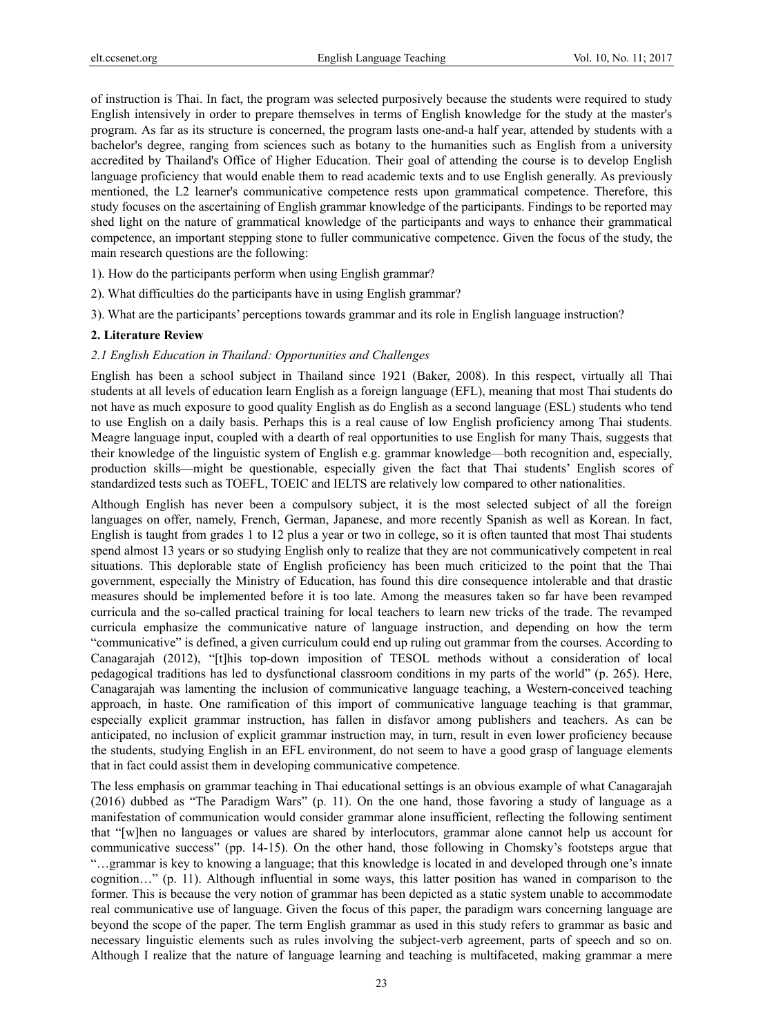of instruction is Thai. In fact, the program was selected purposively because the students were required to study English intensively in order to prepare themselves in terms of English knowledge for the study at the master's program. As far as its structure is concerned, the program lasts one-and-a half year, attended by students with a bachelor's degree, ranging from sciences such as botany to the humanities such as English from a university accredited by Thailand's Office of Higher Education. Their goal of attending the course is to develop English language proficiency that would enable them to read academic texts and to use English generally. As previously mentioned, the L2 learner's communicative competence rests upon grammatical competence. Therefore, this study focuses on the ascertaining of English grammar knowledge of the participants. Findings to be reported may shed light on the nature of grammatical knowledge of the participants and ways to enhance their grammatical competence, an important stepping stone to fuller communicative competence. Given the focus of the study, the main research questions are the following:

1). How do the participants perform when using English grammar?

2). What difficulties do the participants have in using English grammar?

3). What are the participants' perceptions towards grammar and its role in English language instruction?

## 2. Literature Review

### *2.1 English Education in Thailand: Opportunities and Challenges*

English has been a school subject in Thailand since 1921 (Baker, 2008). In this respect, virtually all Thai students at all levels of education learn English as a foreign language (EFL), meaning that most Thai students do not have as much exposure to good quality English as do English as a second language (ESL) students who tend to use English on a daily basis. Perhaps this is a real cause of low English proficiency among Thai students. Meagre language input, coupled with a dearth of real opportunities to use English for many Thais, suggests that their knowledge of the linguistic system of English e.g. grammar knowledge—both recognition and, especially, production skills—might be questionable, especially given the fact that Thai students' English scores of standardized tests such as TOEFL, TOEIC and IELTS are relatively low compared to other nationalities.

Although English has never been a compulsory subject, it is the most selected subject of all the foreign languages on offer, namely, French, German, Japanese, and more recently Spanish as well as Korean. In fact, English is taught from grades 1 to 12 plus a year or two in college, so it is often taunted that most Thai students spend almost 13 years or so studying English only to realize that they are not communicatively competent in real situations. This deplorable state of English proficiency has been much criticized to the point that the Thai government, especially the Ministry of Education, has found this dire consequence intolerable and that drastic measures should be implemented before it is too late. Among the measures taken so far have been revamped curricula and the so-called practical training for local teachers to learn new tricks of the trade. The revamped curricula emphasize the communicative nature of language instruction, and depending on how the term "communicative" is defined, a given curriculum could end up ruling out grammar from the courses. According to Canagarajah (2012), "[t]his top-down imposition of TESOL methods without a consideration of local pedagogical traditions has led to dysfunctional classroom conditions in my parts of the world" (p. 265). Here, Canagarajah was lamenting the inclusion of communicative language teaching, a Western-conceived teaching approach, in haste. One ramification of this import of communicative language teaching is that grammar, especially explicit grammar instruction, has fallen in disfavor among publishers and teachers. As can be anticipated, no inclusion of explicit grammar instruction may, in turn, result in even lower proficiency because the students, studying English in an EFL environment, do not seem to have a good grasp of language elements that in fact could assist them in developing communicative competence.

The less emphasis on grammar teaching in Thai educational settings is an obvious example of what Canagarajah (2016) dubbed as "The Paradigm Wars" (p. 11). On the one hand, those favoring a study of language as a manifestation of communication would consider grammar alone insufficient, reflecting the following sentiment that "[w]hen no languages or values are shared by interlocutors, grammar alone cannot help us account for communicative success" (pp. 14-15). On the other hand, those following in Chomsky's footsteps argue that "…grammar is key to knowing a language; that this knowledge is located in and developed through one's innate cognition…" (p. 11). Although influential in some ways, this latter position has waned in comparison to the former. This is because the very notion of grammar has been depicted as a static system unable to accommodate real communicative use of language. Given the focus of this paper, the paradigm wars concerning language are beyond the scope of the paper. The term English grammar as used in this study refers to grammar as basic and necessary linguistic elements such as rules involving the subject-verb agreement, parts of speech and so on. Although I realize that the nature of language learning and teaching is multifaceted, making grammar a mere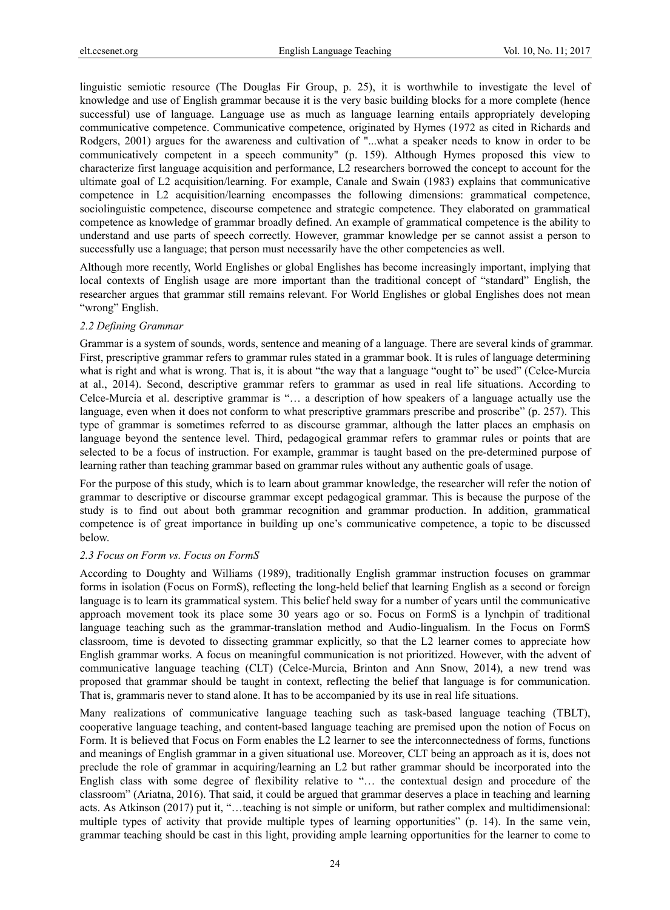linguistic semiotic resource (The Douglas Fir Group, p. 25), it is worthwhile to investigate the level of knowledge and use of English grammar because it is the very basic building blocks for a more complete (hence successful) use of language. Language use as much as language learning entails appropriately developing communicative competence. Communicative competence, originated by Hymes (1972 as cited in Richards and Rodgers, 2001) argues for the awareness and cultivation of "...what a speaker needs to know in order to be communicatively competent in a speech community" (p. 159). Although Hymes proposed this view to characterize first language acquisition and performance, L2 researchers borrowed the concept to account for the ultimate goal of L2 acquisition/learning. For example, Canale and Swain (1983) explains that communicative competence in L2 acquisition/learning encompasses the following dimensions: grammatical competence, sociolinguistic competence, discourse competence and strategic competence. They elaborated on grammatical competence as knowledge of grammar broadly defined. An example of grammatical competence is the ability to understand and use parts of speech correctly. However, grammar knowledge per se cannot assist a person to successfully use a language; that person must necessarily have the other competencies as well.

Although more recently, World Englishes or global Englishes has become increasingly important, implying that local contexts of English usage are more important than the traditional concept of "standard" English, the researcher argues that grammar still remains relevant. For World Englishes or global Englishes does not mean "wrong" English.

### *2.2 Defining Grammar*

Grammar is a system of sounds, words, sentence and meaning of a language. There are several kinds of grammar. First, prescriptive grammar refers to grammar rules stated in a grammar book. It is rules of language determining what is right and what is wrong. That is, it is about "the way that a language "ought to" be used" (Celce-Murcia at al., 2014). Second, descriptive grammar refers to grammar as used in real life situations. According to Celce-Murcia et al. descriptive grammar is "… a description of how speakers of a language actually use the language, even when it does not conform to what prescriptive grammars prescribe and proscribe" (p. 257). This type of grammar is sometimes referred to as discourse grammar, although the latter places an emphasis on language beyond the sentence level. Third, pedagogical grammar refers to grammar rules or points that are selected to be a focus of instruction. For example, grammar is taught based on the pre-determined purpose of learning rather than teaching grammar based on grammar rules without any authentic goals of usage.

For the purpose of this study, which is to learn about grammar knowledge, the researcher will refer the notion of grammar to descriptive or discourse grammar except pedagogical grammar. This is because the purpose of the study is to find out about both grammar recognition and grammar production. In addition, grammatical competence is of great importance in building up one's communicative competence, a topic to be discussed below.

### *2.3 Focus on Form vs. Focus on FormS*

According to Doughty and Williams (1989), traditionally English grammar instruction focuses on grammar forms in isolation (Focus on FormS), reflecting the long-held belief that learning English as a second or foreign language is to learn its grammatical system. This belief held sway for a number of years until the communicative approach movement took its place some 30 years ago or so. Focus on FormS is a lynchpin of traditional language teaching such as the grammar-translation method and Audio-lingualism. In the Focus on FormS classroom, time is devoted to dissecting grammar explicitly, so that the L2 learner comes to appreciate how English grammar works. A focus on meaningful communication is not prioritized. However, with the advent of communicative language teaching (CLT) (Celce-Murcia, Brinton and Ann Snow, 2014), a new trend was proposed that grammar should be taught in context, reflecting the belief that language is for communication. That is, grammaris never to stand alone. It has to be accompanied by its use in real life situations.

Many realizations of communicative language teaching such as task-based language teaching (TBLT), cooperative language teaching, and content-based language teaching are premised upon the notion of Focus on Form. It is believed that Focus on Form enables the L2 learner to see the interconnectedness of forms, functions and meanings of English grammar in a given situational use. Moreover, CLT being an approach as it is, does not preclude the role of grammar in acquiring/learning an L2 but rather grammar should be incorporated into the English class with some degree of flexibility relative to "… the contextual design and procedure of the classroom" (Ariatna, 2016). That said, it could be argued that grammar deserves a place in teaching and learning acts. As Atkinson (2017) put it, "…teaching is not simple or uniform, but rather complex and multidimensional: multiple types of activity that provide multiple types of learning opportunities" (p. 14). In the same vein, grammar teaching should be cast in this light, providing ample learning opportunities for the learner to come to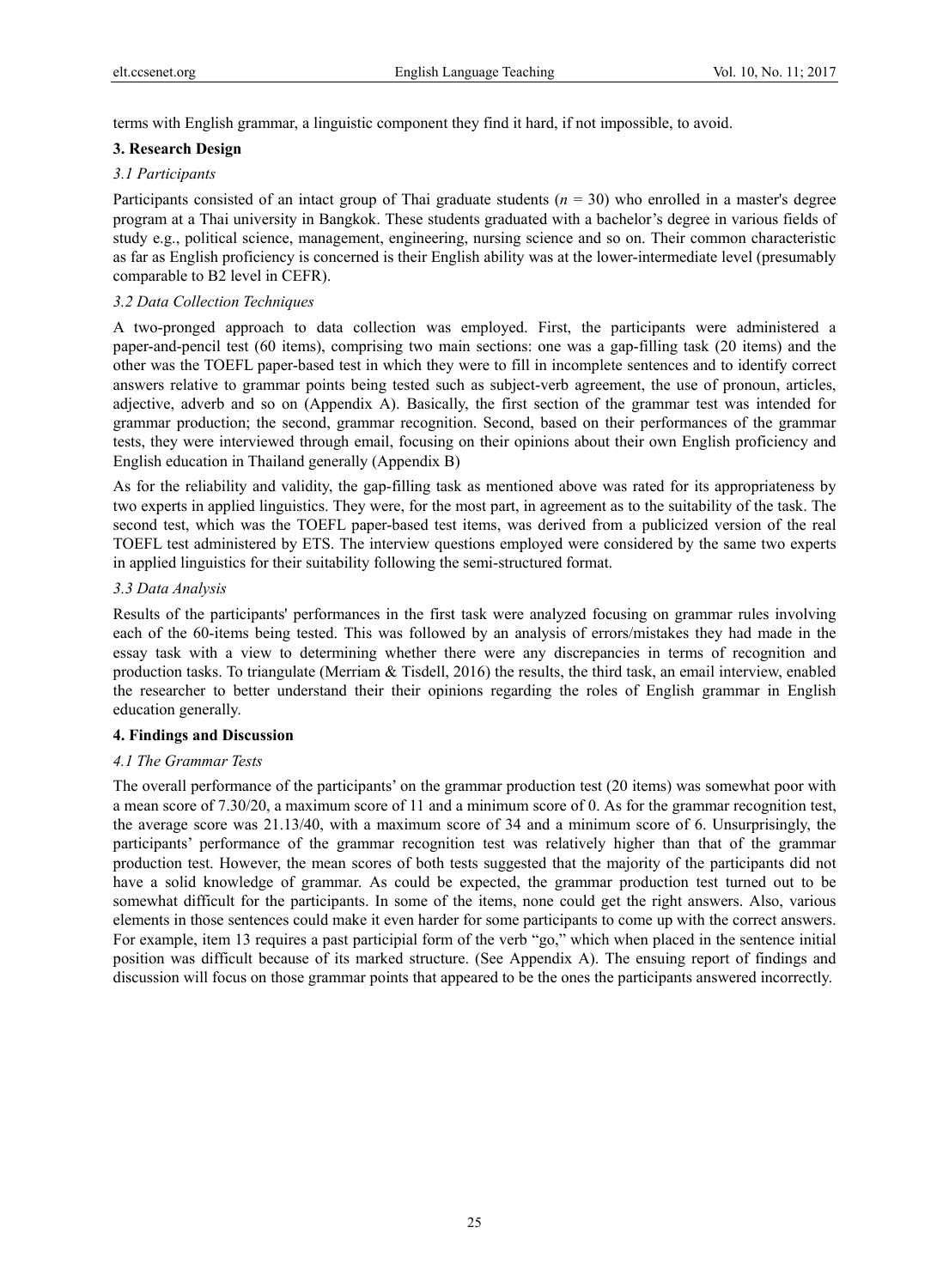terms with English grammar, a linguistic component they find it hard, if not impossible, to avoid.

## 3. Research Design

### *3.1 Participants*

Participants consisted of an intact group of Thai graduate students ($n$ = 30) who enrolled in a master's degree program at a Thai university in Bangkok. These students graduated with a bachelor's degree in various fields of study e.g., political science, management, engineering, nursing science and so on. Their common characteristic as far as English proficiency is concerned is their English ability was at the lower-intermediate level (presumably comparable to B2 level in CEFR).

### *3.2 Data Collection Techniques*

A two-pronged approach to data collection was employed. First, the participants were administered a paper-and-pencil test (60 items), comprising two main sections: one was a gap-filling task (20 items) and the other was the TOEFL paper-based test in which they were to fill in incomplete sentences and to identify correct answers relative to grammar points being tested such as subject-verb agreement, the use of pronoun, articles, adjective, adverb and so on (Appendix A). Basically, the first section of the grammar test was intended for grammar production; the second, grammar recognition. Second, based on their performances of the grammar tests, they were interviewed through email, focusing on their opinions about their own English proficiency and English education in Thailand generally (Appendix B)

As for the reliability and validity, the gap-filling task as mentioned above was rated for its appropriateness by two experts in applied linguistics. They were, for the most part, in agreement as to the suitability of the task. The second test, which was the TOEFL paper-based test items, was derived from a publicized version of the real TOEFL test administered by ETS. The interview questions employed were considered by the same two experts in applied linguistics for their suitability following the semi-structured format.

### *3.3 Data Analysis*

Results of the participants' performances in the first task were analyzed focusing on grammar rules involving each of the 60-items being tested. This was followed by an analysis of errors/mistakes they had made in the essay task with a view to determining whether there were any discrepancies in terms of recognition and production tasks. To triangulate (Merriam & Tisdell, 2016) the results, the third task, an email interview, enabled the researcher to better understand their their opinions regarding the roles of English grammar in English education generally.

## 4. Findings and Discussion

### *4.1 The Grammar Tests*

The overall performance of the participants' on the grammar production test (20 items) was somewhat poor with a mean score of 7.30/20, a maximum score of 11 and a minimum score of 0. As for the grammar recognition test, the average score was 21.13/40, with a maximum score of 34 and a minimum score of 6. Unsurprisingly, the participants' performance of the grammar recognition test was relatively higher than that of the grammar production test. However, the mean scores of both tests suggested that the majority of the participants did not have a solid knowledge of grammar. As could be expected, the grammar production test turned out to be somewhat difficult for the participants. In some of the items, none could get the right answers. Also, various elements in those sentences could make it even harder for some participants to come up with the correct answers. For example, item 13 requires a past participial form of the verb "go," which when placed in the sentence initial position was difficult because of its marked structure. (See Appendix A). The ensuing report of findings and discussion will focus on those grammar points that appeared to be the ones the participants answered incorrectly.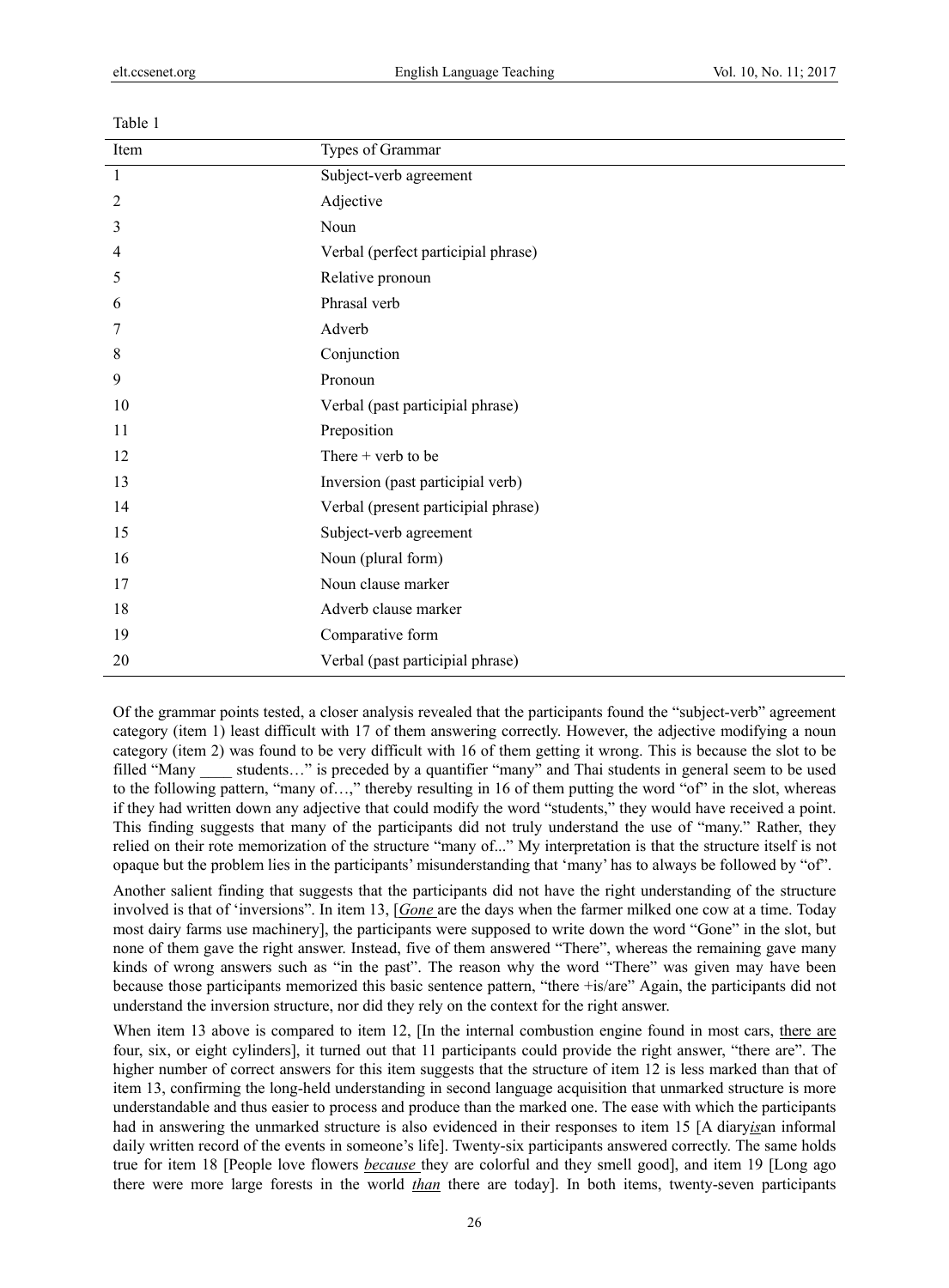Table 1

| Item | Types of Grammar |
|---|---|
| 1 | Subject-verb agreement |
| 2 | Adjective |
| 3 | Noun |
| 4 | Verbal (perfect participial phrase) |
| 5 | Relative pronoun |
| 6 | Phrasal verb |
| 7 | Adverb |
| 8 | Conjunction |
| 9 | Pronoun |
| 10 | Verbal (past participial phrase) |
| 11 | Preposition |
| 12 | There + verb to be |
| 13 | Inversion (past participial verb) |
| 14 | Verbal (present participial phrase) |
| 15 | Subject-verb agreement |
| 16 | Noun (plural form) |
| 17 | Noun clause marker |
| 18 | Adverb clause marker |
| 19 | Comparative form |
| 20 | Verbal (past participial phrase) |

Of the grammar points tested, a closer analysis revealed that the participants found the "subject-verb" agreement category (item 1) least difficult with 17 of them answering correctly. However, the adjective modifying a noun category (item 2) was found to be very difficult with 16 of them getting it wrong. This is because the slot to be filled "Many ____ students…" is preceded by a quantifier "many" and Thai students in general seem to be used to the following pattern, "many of…," thereby resulting in 16 of them putting the word "of" in the slot, whereas if they had written down any adjective that could modify the word "students," they would have received a point. This finding suggests that many of the participants did not truly understand the use of "many." Rather, they relied on their rote memorization of the structure "many of..." My interpretation is that the structure itself is not opaque but the problem lies in the participants' misunderstanding that 'many' has to always be followed by "of".

Another salient finding that suggests that the participants did not have the right understanding of the structure involved is that of 'inversions". In item 13, [*Gone* are the days when the farmer milked one cow at a time. Today most dairy farms use machinery], the participants were supposed to write down the word "Gone" in the slot, but none of them gave the right answer. Instead, five of them answered "There", whereas the remaining gave many kinds of wrong answers such as "in the past". The reason why the word "There" was given may have been because those participants memorized this basic sentence pattern, "there +is/are" Again, the participants did not understand the inversion structure, nor did they rely on the context for the right answer.

When item 13 above is compared to item 12, [In the internal combustion engine found in most cars, there are four, six, or eight cylinders], it turned out that 11 participants could provide the right answer, "there are". The higher number of correct answers for this item suggests that the structure of item 12 is less marked than that of item 13, confirming the long-held understanding in second language acquisition that unmarked structure is more understandable and thus easier to process and produce than the marked one. The ease with which the participants had in answering the unmarked structure is also evidenced in their responses to item 15 [A diary*is*an informal daily written record of the events in someone's life]. Twenty-six participants answered correctly. The same holds true for item 18 [People love flowers *because* they are colorful and they smell good], and item 19 [Long ago there were more large forests in the world *than* there are today]. In both items, twenty-seven participants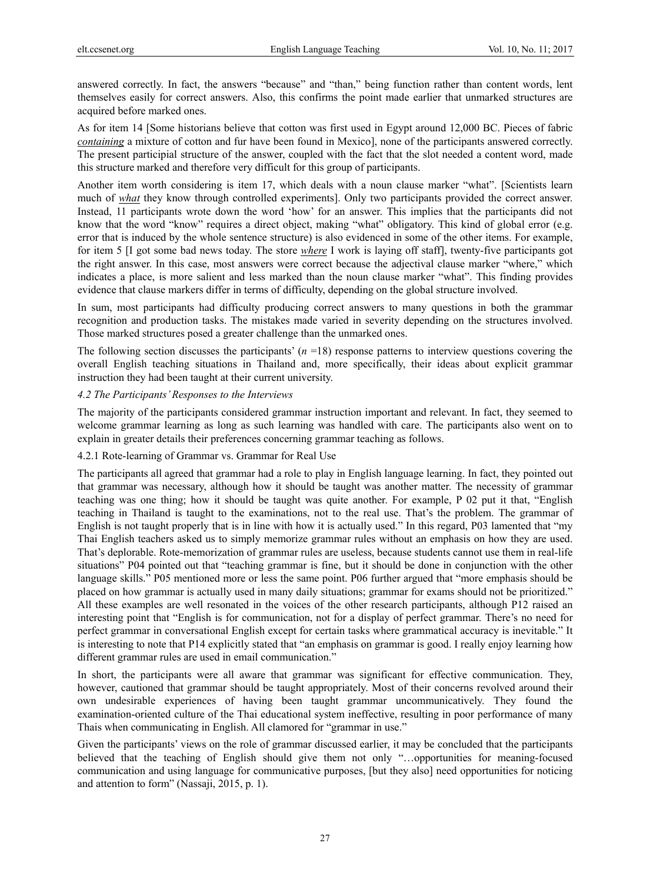answered correctly. In fact, the answers "because" and "than," being function rather than content words, lent themselves easily for correct answers. Also, this confirms the point made earlier that unmarked structures are acquired before marked ones.

As for item 14 [Some historians believe that cotton was first used in Egypt around 12,000 BC. Pieces of fabric ***containing*** a mixture of cotton and fur have been found in Mexico], none of the participants answered correctly. The present participial structure of the answer, coupled with the fact that the slot needed a content word, made this structure marked and therefore very difficult for this group of participants.

Another item worth considering is item 17, which deals with a noun clause marker "what". [Scientists learn much of ***what*** they know through controlled experiments]. Only two participants provided the correct answer. Instead, 11 participants wrote down the word 'how' for an answer. This implies that the participants did not know that the word "know" requires a direct object, making "what" obligatory. This kind of global error (e.g. error that is induced by the whole sentence structure) is also evidenced in some of the other items. For example, for item 5 [I got some bad news today. The store ***where*** I work is laying off staff], twenty-five participants got the right answer. In this case, most answers were correct because the adjectival clause marker "where," which indicates a place, is more salient and less marked than the noun clause marker "what". This finding provides evidence that clause markers differ in terms of difficulty, depending on the global structure involved.

In sum, most participants had difficulty producing correct answers to many questions in both the grammar recognition and production tasks. The mistakes made varied in severity depending on the structures involved. Those marked structures posed a greater challenge than the unmarked ones.

The following section discusses the participants' ($n$ =18) response patterns to interview questions covering the overall English teaching situations in Thailand and, more specifically, their ideas about explicit grammar instruction they had been taught at their current university.

### *4.2 The Participants' Responses to the Interviews*

The majority of the participants considered grammar instruction important and relevant. In fact, they seemed to welcome grammar learning as long as such learning was handled with care. The participants also went on to explain in greater details their preferences concerning grammar teaching as follows.

#### 4.2.1 Rote-learning of Grammar vs. Grammar for Real Use

The participants all agreed that grammar had a role to play in English language learning. In fact, they pointed out that grammar was necessary, although how it should be taught was another matter. The necessity of grammar teaching was one thing; how it should be taught was quite another. For example, P 02 put it that, "English teaching in Thailand is taught to the examinations, not to the real use. That's the problem. The grammar of English is not taught properly that is in line with how it is actually used." In this regard, P03 lamented that "my Thai English teachers asked us to simply memorize grammar rules without an emphasis on how they are used. That's deplorable. Rote-memorization of grammar rules are useless, because students cannot use them in real-life situations" P04 pointed out that "teaching grammar is fine, but it should be done in conjunction with the other language skills." P05 mentioned more or less the same point. P06 further argued that "more emphasis should be placed on how grammar is actually used in many daily situations; grammar for exams should not be prioritized." All these examples are well resonated in the voices of the other research participants, although P12 raised an interesting point that "English is for communication, not for a display of perfect grammar. There's no need for perfect grammar in conversational English except for certain tasks where grammatical accuracy is inevitable." It is interesting to note that P14 explicitly stated that "an emphasis on grammar is good. I really enjoy learning how different grammar rules are used in email communication."

In short, the participants were all aware that grammar was significant for effective communication. They, however, cautioned that grammar should be taught appropriately. Most of their concerns revolved around their own undesirable experiences of having been taught grammar uncommunicatively. They found the examination-oriented culture of the Thai educational system ineffective, resulting in poor performance of many Thais when communicating in English. All clamored for "grammar in use."

Given the participants' views on the role of grammar discussed earlier, it may be concluded that the participants believed that the teaching of English should give them not only "…opportunities for meaning-focused communication and using language for communicative purposes, [but they also] need opportunities for noticing and attention to form" (Nassaji, 2015, p. 1).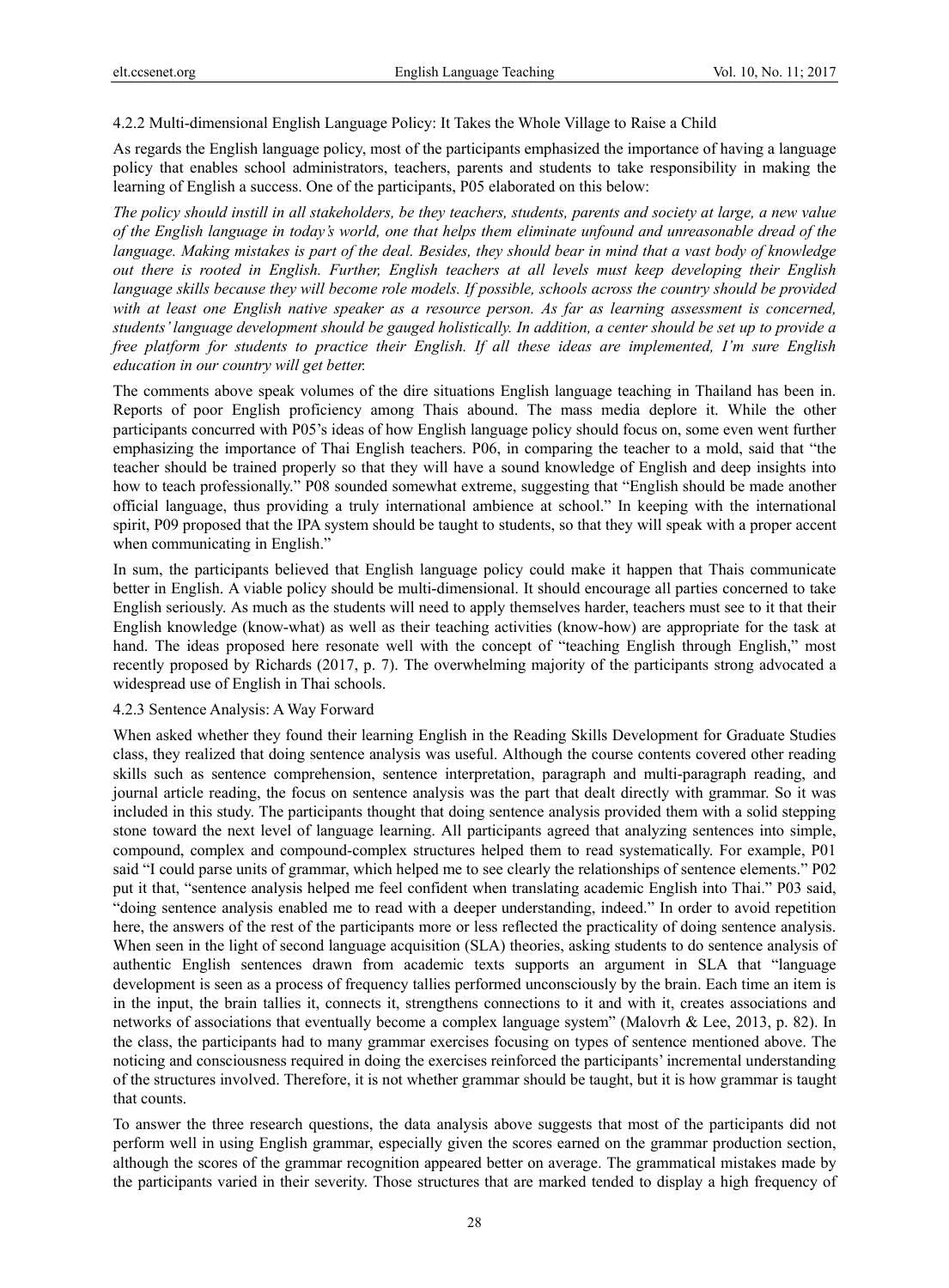#### 4.2.2 Multi-dimensional English Language Policy: It Takes the Whole Village to Raise a Child

As regards the English language policy, most of the participants emphasized the importance of having a language policy that enables school administrators, teachers, parents and students to take responsibility in making the learning of English a success. One of the participants, P05 elaborated on this below:

*The policy should instill in all stakeholders, be they teachers, students, parents and society at large, a new value of the English language in today's world, one that helps them eliminate unfound and unreasonable dread of the language. Making mistakes is part of the deal. Besides, they should bear in mind that a vast body of knowledge out there is rooted in English. Further, English teachers at all levels must keep developing their English language skills because they will become role models. If possible, schools across the country should be provided with at least one English native speaker as a resource person. As far as learning assessment is concerned, students' language development should be gauged holistically. In addition, a center should be set up to provide a free platform for students to practice their English. If all these ideas are implemented, I'm sure English education in our country will get better.*

The comments above speak volumes of the dire situations English language teaching in Thailand has been in. Reports of poor English proficiency among Thais abound. The mass media deplore it. While the other participants concurred with P05's ideas of how English language policy should focus on, some even went further emphasizing the importance of Thai English teachers. P06, in comparing the teacher to a mold, said that "the teacher should be trained properly so that they will have a sound knowledge of English and deep insights into how to teach professionally." P08 sounded somewhat extreme, suggesting that "English should be made another official language, thus providing a truly international ambience at school." In keeping with the international spirit, P09 proposed that the IPA system should be taught to students, so that they will speak with a proper accent when communicating in English."

In sum, the participants believed that English language policy could make it happen that Thais communicate better in English. A viable policy should be multi-dimensional. It should encourage all parties concerned to take English seriously. As much as the students will need to apply themselves harder, teachers must see to it that their English knowledge (know-what) as well as their teaching activities (know-how) are appropriate for the task at hand. The ideas proposed here resonate well with the concept of "teaching English through English," most recently proposed by Richards (2017, p. 7). The overwhelming majority of the participants strong advocated a widespread use of English in Thai schools.

#### 4.2.3 Sentence Analysis: A Way Forward

When asked whether they found their learning English in the Reading Skills Development for Graduate Studies class, they realized that doing sentence analysis was useful. Although the course contents covered other reading skills such as sentence comprehension, sentence interpretation, paragraph and multi-paragraph reading, and journal article reading, the focus on sentence analysis was the part that dealt directly with grammar. So it was included in this study. The participants thought that doing sentence analysis provided them with a solid stepping stone toward the next level of language learning. All participants agreed that analyzing sentences into simple, compound, complex and compound-complex structures helped them to read systematically. For example, P01 said "I could parse units of grammar, which helped me to see clearly the relationships of sentence elements." P02 put it that, "sentence analysis helped me feel confident when translating academic English into Thai." P03 said, "doing sentence analysis enabled me to read with a deeper understanding, indeed." In order to avoid repetition here, the answers of the rest of the participants more or less reflected the practicality of doing sentence analysis. When seen in the light of second language acquisition (SLA) theories, asking students to do sentence analysis of authentic English sentences drawn from academic texts supports an argument in SLA that "language development is seen as a process of frequency tallies performed unconsciously by the brain. Each time an item is in the input, the brain tallies it, connects it, strengthens connections to it and with it, creates associations and networks of associations that eventually become a complex language system" (Malovrh & Lee, 2013, p. 82). In the class, the participants had to many grammar exercises focusing on types of sentence mentioned above. The noticing and consciousness required in doing the exercises reinforced the participants' incremental understanding of the structures involved. Therefore, it is not whether grammar should be taught, but it is how grammar is taught that counts.

To answer the three research questions, the data analysis above suggests that most of the participants did not perform well in using English grammar, especially given the scores earned on the grammar production section, although the scores of the grammar recognition appeared better on average. The grammatical mistakes made by the participants varied in their severity. Those structures that are marked tended to display a high frequency of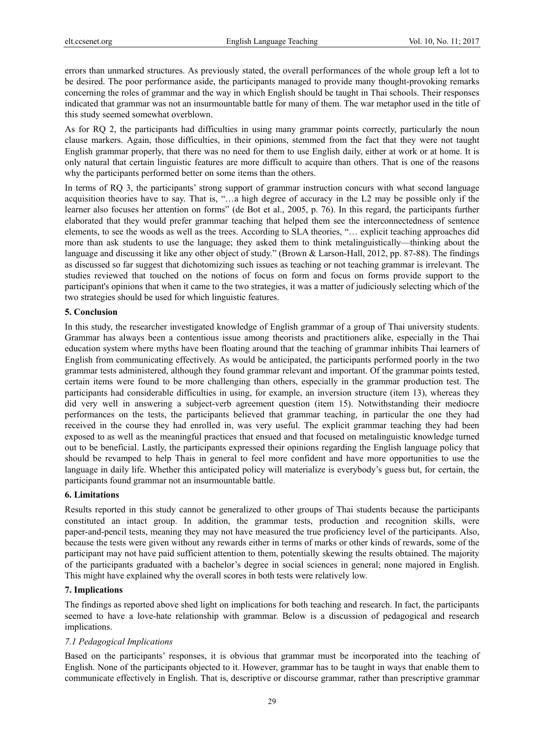errors than unmarked structures. As previously stated, the overall performances of the whole group left a lot to be desired. The poor performance aside, the participants managed to provide many thought-provoking remarks concerning the roles of grammar and the way in which English should be taught in Thai schools. Their responses indicated that grammar was not an insurmountable battle for many of them. The war metaphor used in the title of this study seemed somewhat overblown.

As for RQ 2, the participants had difficulties in using many grammar points correctly, particularly the noun clause markers. Again, those difficulties, in their opinions, stemmed from the fact that they were not taught English grammar properly, that there was no need for them to use English daily, either at work or at home. It is only natural that certain linguistic features are more difficult to acquire than others. That is one of the reasons why the participants performed better on some items than the others.

In terms of RQ 3, the participants' strong support of grammar instruction concurs with what second language acquisition theories have to say. That is, "…a high degree of accuracy in the L2 may be possible only if the learner also focuses her attention on forms" (de Bot et al., 2005, p. 76). In this regard, the participants further elaborated that they would prefer grammar teaching that helped them see the interconnectedness of sentence elements, to see the woods as well as the trees. According to SLA theories, "… explicit teaching approaches did more than ask students to use the language; they asked them to think metalinguistically—thinking about the language and discussing it like any other object of study." (Brown & Larson-Hall, 2012, pp. 87-88). The findings as discussed so far suggest that dichotomizing such issues as teaching or not teaching grammar is irrelevant. The studies reviewed that touched on the notions of focus on form and focus on forms provide support to the participant's opinions that when it came to the two strategies, it was a matter of judiciously selecting which of the two strategies should be used for which linguistic features.

## 5. Conclusion

In this study, the researcher investigated knowledge of English grammar of a group of Thai university students. Grammar has always been a contentious issue among theorists and practitioners alike, especially in the Thai education system where myths have been floating around that the teaching of grammar inhibits Thai learners of English from communicating effectively. As would be anticipated, the participants performed poorly in the two grammar tests administered, although they found grammar relevant and important. Of the grammar points tested, certain items were found to be more challenging than others, especially in the grammar production test. The participants had considerable difficulties in using, for example, an inversion structure (item 13), whereas they did very well in answering a subject-verb agreement question (item 15). Notwithstanding their mediocre performances on the tests, the participants believed that grammar teaching, in particular the one they had received in the course they had enrolled in, was very useful. The explicit grammar teaching they had been exposed to as well as the meaningful practices that ensued and that focused on metalinguistic knowledge turned out to be beneficial. Lastly, the participants expressed their opinions regarding the English language policy that should be revamped to help Thais in general to feel more confident and have more opportunities to use the language in daily life. Whether this anticipated policy will materialize is everybody's guess but, for certain, the participants found grammar not an insurmountable battle.

## 6. Limitations

Results reported in this study cannot be generalized to other groups of Thai students because the participants constituted an intact group. In addition, the grammar tests, production and recognition skills, were paper-and-pencil tests, meaning they may not have measured the true proficiency level of the participants. Also, because the tests were given without any rewards either in terms of marks or other kinds of rewards, some of the participant may not have paid sufficient attention to them, potentially skewing the results obtained. The majority of the participants graduated with a bachelor's degree in social sciences in general; none majored in English. This might have explained why the overall scores in both tests were relatively low.

## 7. Implications

The findings as reported above shed light on implications for both teaching and research. In fact, the participants seemed to have a love-hate relationship with grammar. Below is a discussion of pedagogical and research implications.

### *7.1 Pedagogical Implications*

Based on the participants' responses, it is obvious that grammar must be incorporated into the teaching of English. None of the participants objected to it. However, grammar has to be taught in ways that enable them to communicate effectively in English. That is, descriptive or discourse grammar, rather than prescriptive grammar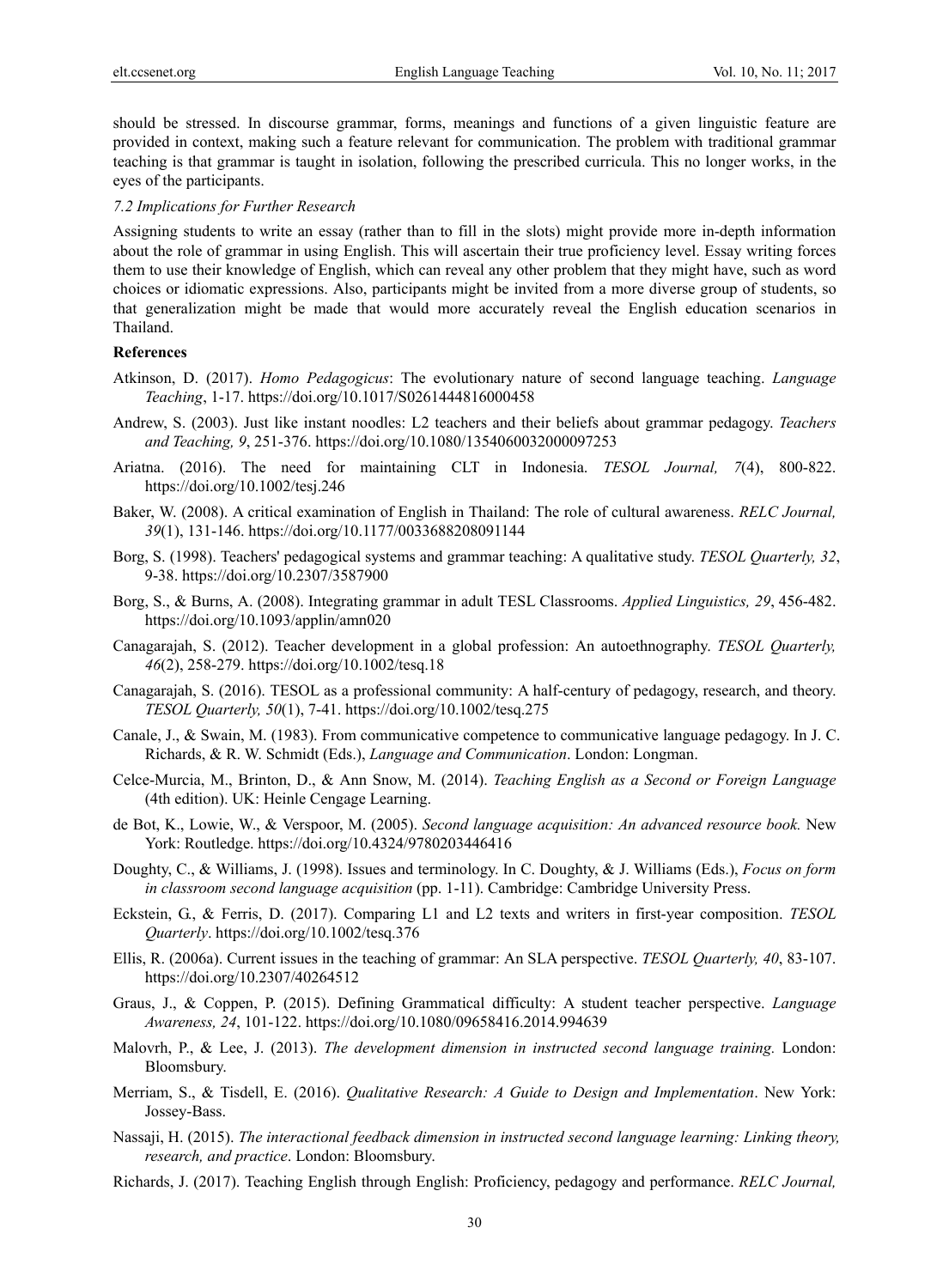should be stressed. In discourse grammar, forms, meanings and functions of a given linguistic feature are provided in context, making such a feature relevant for communication. The problem with traditional grammar teaching is that grammar is taught in isolation, following the prescribed curricula. This no longer works, in the eyes of the participants.

### *7.2 Implications for Further Research*

Assigning students to write an essay (rather than to fill in the slots) might provide more in-depth information about the role of grammar in using English. This will ascertain their true proficiency level. Essay writing forces them to use their knowledge of English, which can reveal any other problem that they might have, such as word choices or idiomatic expressions. Also, participants might be invited from a more diverse group of students, so that generalization might be made that would more accurately reveal the English education scenarios in Thailand.

## References

Atkinson, D. (2017). *Homo Pedagogicus*: The evolutionary nature of second language teaching. *Language Teaching*, 1-17. https://doi.org/10.1017/S0261444816000458

Andrew, S. (2003). Just like instant noodles: L2 teachers and their beliefs about grammar pedagogy. *Teachers and Teaching, 9*, 251-376. https://doi.org/10.1080/1354060032000097253

Ariatna. (2016). The need for maintaining CLT in Indonesia. *TESOL Journal, 7*(4), 800-822. https://doi.org/10.1002/tesj.246

Baker, W. (2008). A critical examination of English in Thailand: The role of cultural awareness. *RELC Journal, 39*(1), 131-146. https://doi.org/10.1177/0033688208091144

Borg, S. (1998). Teachers' pedagogical systems and grammar teaching: A qualitative study. *TESOL Quarterly, 32*, 9-38. https://doi.org/10.2307/3587900

Borg, S., & Burns, A. (2008). Integrating grammar in adult TESL Classrooms. *Applied Linguistics, 29*, 456-482. https://doi.org/10.1093/applin/amn020

Canagarajah, S. (2012). Teacher development in a global profession: An autoethnography. *TESOL Quarterly, 46*(2), 258-279. https://doi.org/10.1002/tesq.18

Canagarajah, S. (2016). TESOL as a professional community: A half-century of pedagogy, research, and theory. *TESOL Quarterly, 50*(1), 7-41. https://doi.org/10.1002/tesq.275

Canale, J., & Swain, M. (1983). From communicative competence to communicative language pedagogy. In J. C. Richards, & R. W. Schmidt (Eds.), *Language and Communication*. London: Longman.

Celce-Murcia, M., Brinton, D., & Ann Snow, M. (2014). *Teaching English as a Second or Foreign Language* (4th edition). UK: Heinle Cengage Learning.

de Bot, K., Lowie, W., & Verspoor, M. (2005). *Second language acquisition: An advanced resource book.* New York: Routledge. https://doi.org/10.4324/9780203446416

Doughty, C., & Williams, J. (1998). Issues and terminology. In C. Doughty, & J. Williams (Eds.), *Focus on form in classroom second language acquisition* (pp. 1-11). Cambridge: Cambridge University Press.

Eckstein, G., & Ferris, D. (2017). Comparing L1 and L2 texts and writers in first-year composition. *TESOL Quarterly*. https://doi.org/10.1002/tesq.376

Ellis, R. (2006a). Current issues in the teaching of grammar: An SLA perspective. *TESOL Quarterly, 40*, 83-107. https://doi.org/10.2307/40264512

Graus, J., & Coppen, P. (2015). Defining Grammatical difficulty: A student teacher perspective. *Language Awareness, 24*, 101-122. https://doi.org/10.1080/09658416.2014.994639

Malovrh, P., & Lee, J. (2013). *The development dimension in instructed second language training.* London: Bloomsbury.

Merriam, S., & Tisdell, E. (2016). *Qualitative Research: A Guide to Design and Implementation*. New York: Jossey-Bass.

Nassaji, H. (2015). *The interactional feedback dimension in instructed second language learning: Linking theory, research, and practice*. London: Bloomsbury.

Richards, J. (2017). Teaching English through English: Proficiency, pedagogy and performance. *RELC Journal,*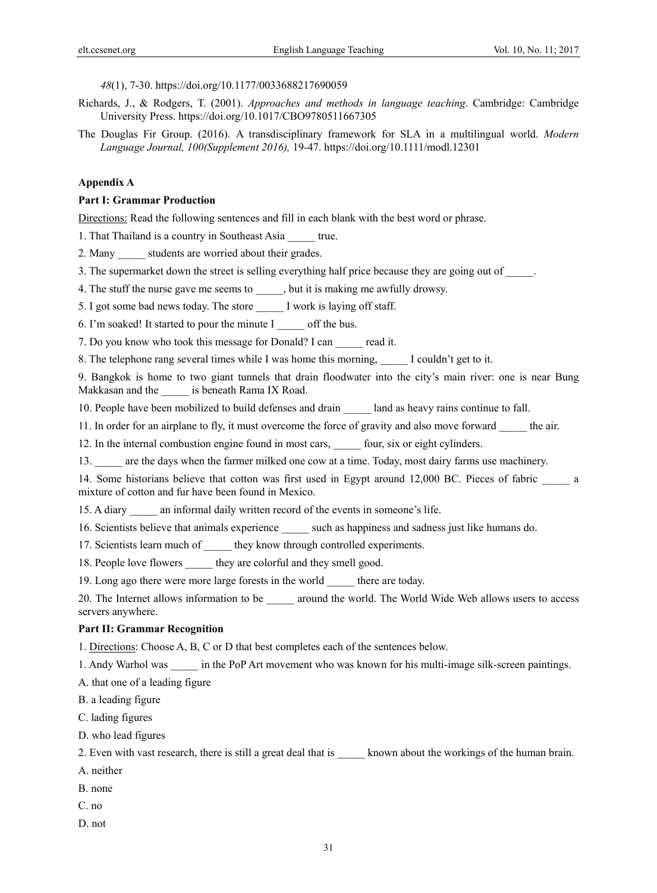*48*(1), 7-30. https://doi.org/10.1177/0033688217690059

Richards, J., & Rodgers, T. (2001). *Approaches and methods in language teaching*. Cambridge: Cambridge University Press. https://doi.org/10.1017/CBO9780511667305

The Douglas Fir Group. (2016). A transdisciplinary framework for SLA in a multilingual world. *Modern Language Journal, 100(Supplement 2016),* 19-47. https://doi.org/10.1111/modl.12301

## Appendix A

### Part I: Grammar Production

<u>Directions:</u> Read the following sentences and fill in each blank with the best word or phrase.

1. That Thailand is a country in Southeast Asia _____ true.
2. Many _____ students are worried about their grades.
3. The supermarket down the street is selling everything half price because they are going out of _____.
4. The stuff the nurse gave me seems to _____, but it is making me awfully drowsy.
5. I got some bad news today. The store _____ I work is laying off staff.
6. I'm soaked! It started to pour the minute I _____ off the bus.
7. Do you know who took this message for Donald? I can _____ read it.
8. The telephone rang several times while I was home this morning, _____ I couldn't get to it.
9. Bangkok is home to two giant tunnels that drain floodwater into the city's main river: one is near Bung Makkasan and the _____ is beneath Rama IX Road.
10. People have been mobilized to build defenses and drain _____ land as heavy rains continue to fall.
11. In order for an airplane to fly, it must overcome the force of gravity and also move forward _____ the air.
12. In the internal combustion engine found in most cars, _____ four, six or eight cylinders.
13. _____ are the days when the farmer milked one cow at a time. Today, most dairy farms use machinery.
14. Some historians believe that cotton was first used in Egypt around 12,000 BC. Pieces of fabric _____ a mixture of cotton and fur have been found in Mexico.
15. A diary _____ an informal daily written record of the events in someone's life.
16. Scientists believe that animals experience _____ such as happiness and sadness just like humans do.
17. Scientists learn much of _____ they know through controlled experiments.
18. People love flowers _____ they are colorful and they smell good.
19. Long ago there were more large forests in the world _____ there are today.
20. The Internet allows information to be _____ around the world. The World Wide Web allows users to access servers anywhere.

### Part II: Grammar Recognition

1. <u>Directions</u>: Choose A, B, C or D that best completes each of the sentences below.

1. Andy Warhol was _____ in the PoP Art movement who was known for his multi-image silk-screen paintings.

A. that one of a leading figure

B. a leading figure

C. lading figures

D. who lead figures

2. Even with vast research, there is still a great deal that is _____ known about the workings of the human brain.

A. neither

B. none

C. no

D. not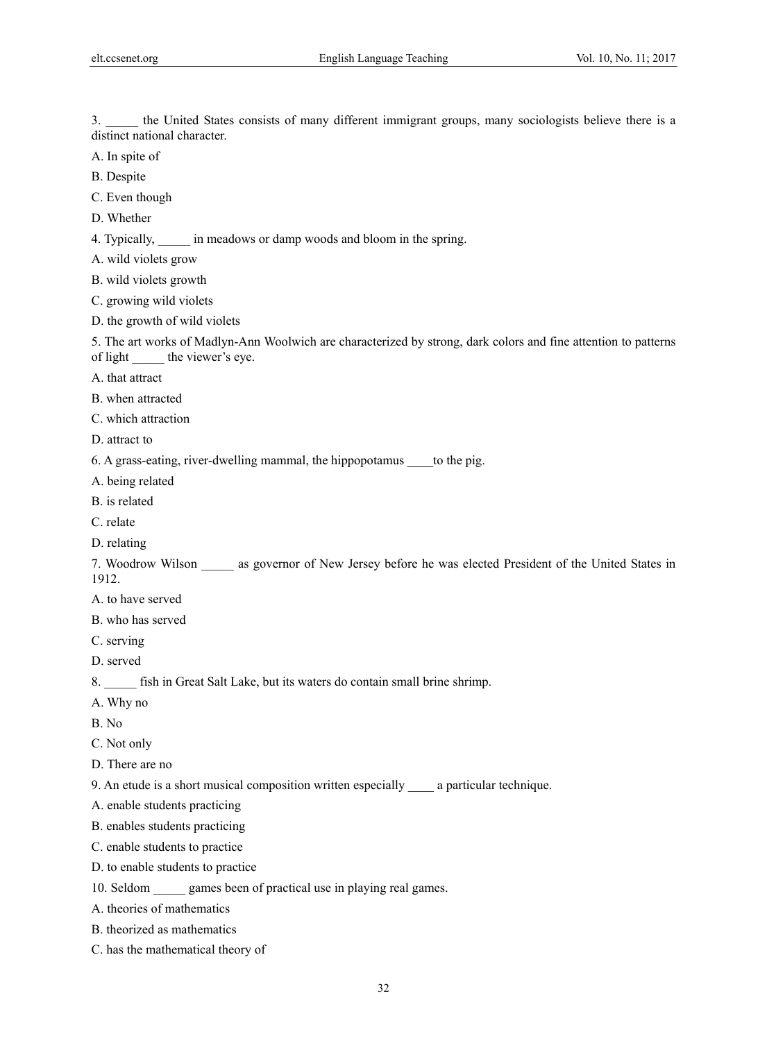3. _____ the United States consists of many different immigrant groups, many sociologists believe there is a distinct national character.

A. In spite of

B. Despite

C. Even though

D. Whether

4. Typically, _____ in meadows or damp woods and bloom in the spring.

A. wild violets grow

B. wild violets growth

C. growing wild violets

D. the growth of wild violets

5. The art works of Madlyn-Ann Woolwich are characterized by strong, dark colors and fine attention to patterns of light _____ the viewer's eye.

A. that attract

B. when attracted

C. which attraction

D. attract to

6. A grass-eating, river-dwelling mammal, the hippopotamus ____to the pig.

A. being related

B. is related

C. relate

D. relating

7. Woodrow Wilson _____ as governor of New Jersey before he was elected President of the United States in 1912.

A. to have served

B. who has served

C. serving

D. served

8. _____ fish in Great Salt Lake, but its waters do contain small brine shrimp.

A. Why no

B. No

C. Not only

D. There are no

9. An etude is a short musical composition written especially ____ a particular technique.

A. enable students practicing

B. enables students practicing

C. enable students to practice

D. to enable students to practice

10. Seldom _____ games been of practical use in playing real games.

A. theories of mathematics

B. theorized as mathematics

C. has the mathematical theory of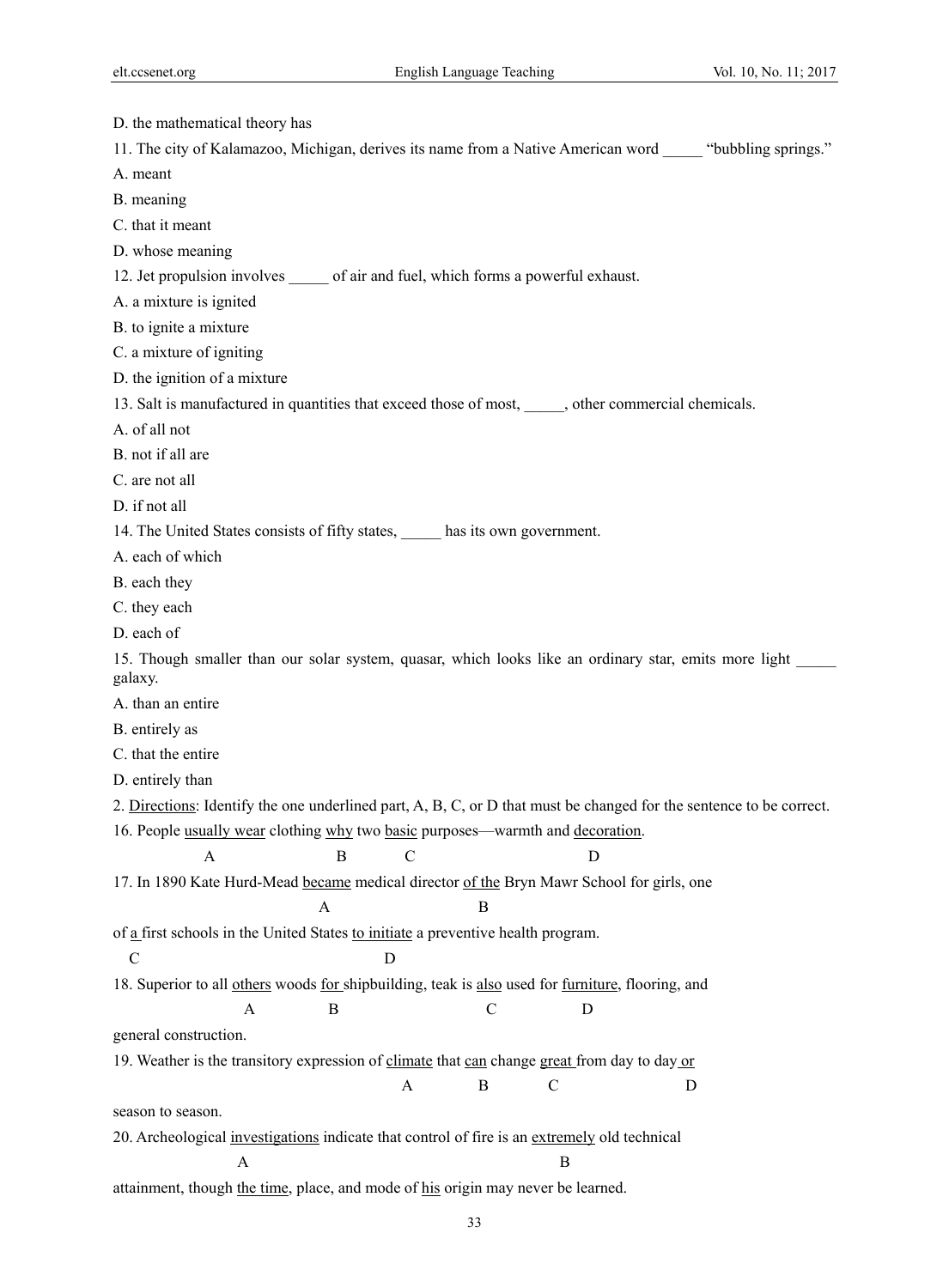D. the mathematical theory has

11. The city of Kalamazoo, Michigan, derives its name from a Native American word _____ “bubbling springs.”

A. meant

B. meaning

C. that it meant

D. whose meaning

12. Jet propulsion involves _____ of air and fuel, which forms a powerful exhaust.

A. a mixture is ignited

B. to ignite a mixture

C. a mixture of igniting

D. the ignition of a mixture

13. Salt is manufactured in quantities that exceed those of most, _____, other commercial chemicals.

A. of all not

B. not if all are

C. are not all

D. if not all

14. The United States consists of fifty states, _____ has its own government.

A. each of which

B. each they

C. they each

D. each of

15. Though smaller than our solar system, quasar, which looks like an ordinary star, emits more light _____ galaxy.

A. than an entire

B. entirely as

C. that the entire

D. entirely than

2. <u>Directions</u>: Identify the one underlined part, A, B, C, or D that must be changed for the sentence to be correct.

16. People <u>usually wear</u> (A) clothing <u>why</u> (B) two <u>basic</u> (C) purposes—warmth and <u>decoration</u> (D).

17. In 1890 Kate Hurd-Mead <u>became</u> (A) medical director <u>of the</u> (B) Bryn Mawr School for girls, one of <u>a</u> (C) first schools in the United States <u>to initiate</u> (D) a preventive health program.

18. Superior to all <u>others</u> (A) woods <u>for</u> (B) shipbuilding, teak is <u>also</u> (C) used for <u>furniture</u> (D), flooring, and general construction.

19. Weather is the transitory expression of <u>climate</u> (A) that <u>can</u> (B) change <u>great</u> (C) from day to day <u>or</u> (D) season to season.

20. Archeological <u>investigations</u> (A) indicate that control of fire is an <u>extremely</u> (B) old technical attainment, though <u>the time</u> (C), place, and mode of <u>his</u> (D) origin may never be learned.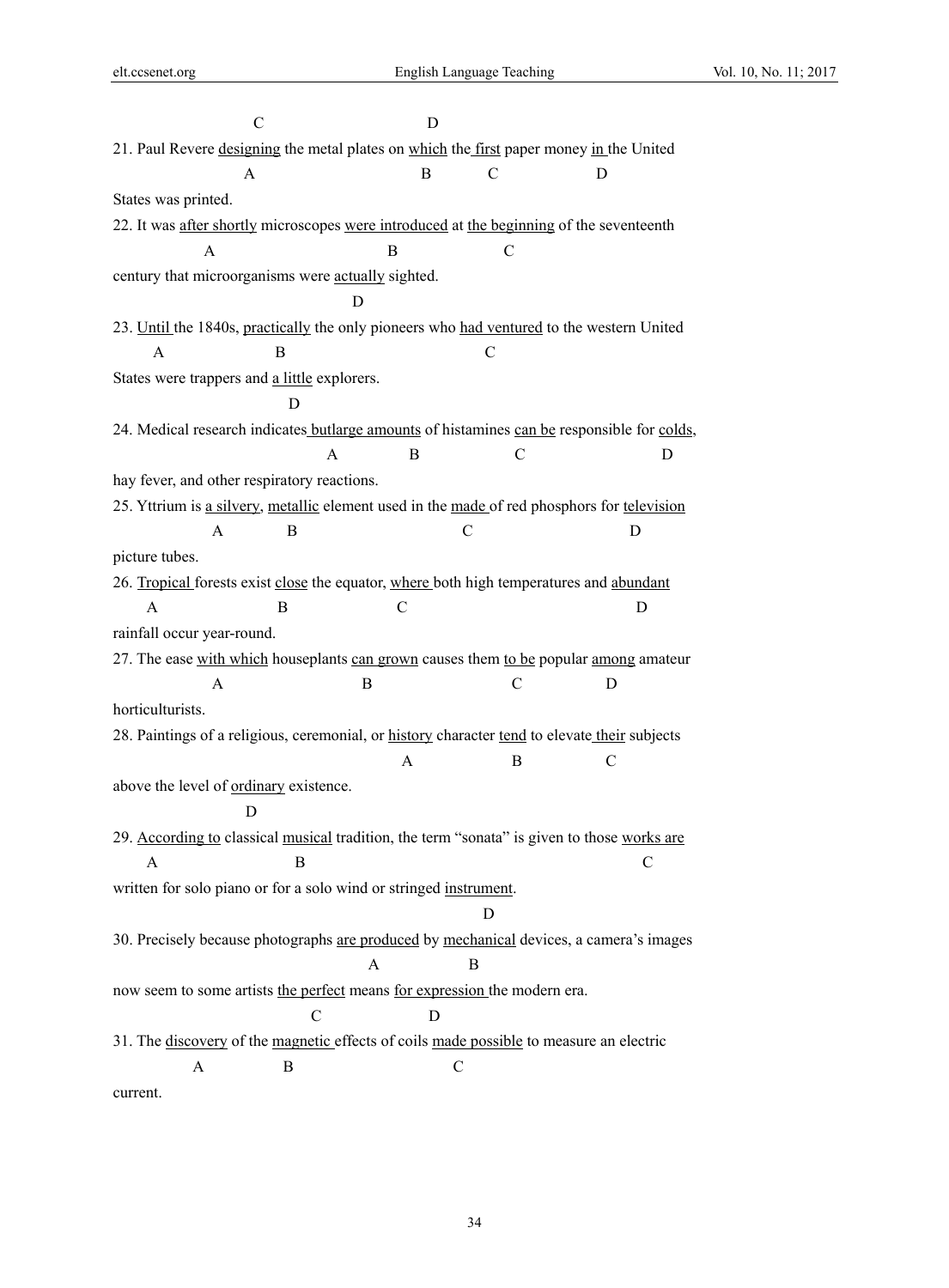C D

21. Paul Revere <u>designing</u> the metal plates on <u>which</u> the <u>first</u> paper money <u>in</u> the United
A B C D
States was printed.

22. It was <u>after shortly</u> microscopes <u>were introduced</u> at <u>the beginning</u> of the seventeenth
A B C
century that microorganisms were <u>actually</u> sighted.
D

23. <u>Until</u> the 1840s, <u>practically</u> the only pioneers who <u>had ventured</u> to the western United
A B C
States were trappers and <u>a little</u> explorers.
D

24. Medical research indicates <u>butlarge amounts</u> of histamines <u>can be</u> responsible for <u>colds</u>,
A B C D
hay fever, and other respiratory reactions.

25. Yttrium is <u>a silvery</u>, <u>metallic</u> element used in the <u>made</u> of red phosphors for <u>television</u>
A B C D
picture tubes.

26. <u>Tropical</u> forests exist <u>close</u> the equator, <u>where</u> both high temperatures and <u>abundant</u>
A B C D
rainfall occur year-round.

27. The ease <u>with which</u> houseplants <u>can grown</u> causes them <u>to be</u> popular <u>among</u> amateur
A B C D
horticulturists.

28. Paintings of a religious, ceremonial, or <u>history</u> character <u>tend</u> to elevate <u>their</u> subjects
A B C
above the level of <u>ordinary</u> existence.
D

29. <u>According to</u> classical <u>musical</u> tradition, the term "sonata" is given to those <u>works are</u>
A B C
written for solo piano or for a solo wind or stringed <u>instrument</u>.
D

30. Precisely because photographs <u>are produced</u> by <u>mechanical</u> devices, a camera's images
A B
now seem to some artists <u>the perfect</u> means <u>for expression</u> the modern era.
C D

31. The <u>discovery</u> of the <u>magnetic</u> effects of coils <u>made possible</u> to measure an electric
A B C
current.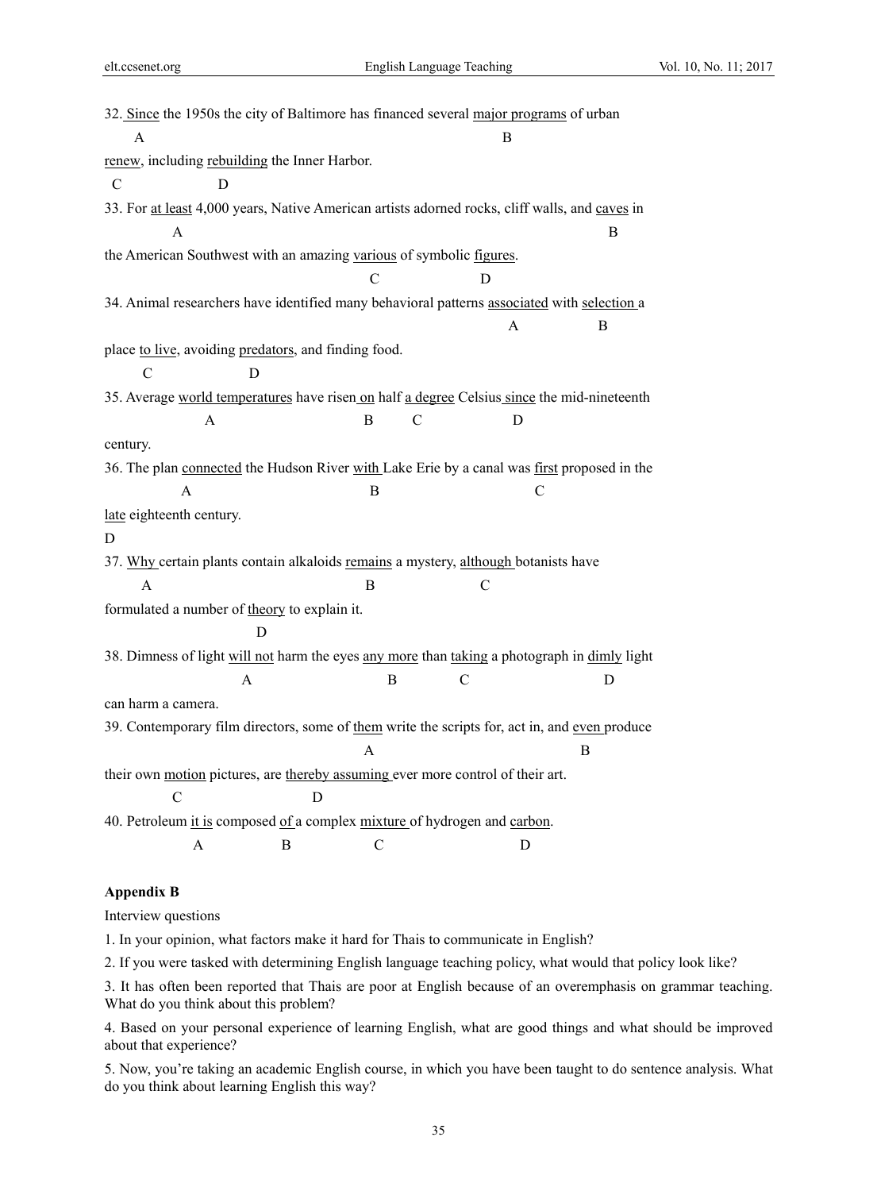32. Since the 1950s the city of Baltimore has financed several major programs of urban
A B

renew, including rebuilding the Inner Harbor.
C D

33. For at least 4,000 years, Native American artists adorned rocks, cliff walls, and caves in
A B

the American Southwest with an amazing various of symbolic figures.
C D

34. Animal researchers have identified many behavioral patterns associated with selection a
A B

place to live, avoiding predators, and finding food.
C D

35. Average world temperatures have risen on half a degree Celsius since the mid-nineteenth
A B C D

century.

36. The plan connected the Hudson River with Lake Erie by a canal was first proposed in the
A B C

late eighteenth century.
D

37. Why certain plants contain alkaloids remains a mystery, although botanists have
A B C

formulated a number of theory to explain it.
D

38. Dimness of light will not harm the eyes any more than taking a photograph in dimly light
A B C D

can harm a camera.

39. Contemporary film directors, some of them write the scripts for, act in, and even produce
A B

their own motion pictures, are thereby assuming ever more control of their art.
C D

40. Petroleum it is composed of a complex mixture of hydrogen and carbon.
A B C D

**Appendix B**

Interview questions

1. In your opinion, what factors make it hard for Thais to communicate in English?

2. If you were tasked with determining English language teaching policy, what would that policy look like?

3. It has often been reported that Thais are poor at English because of an overemphasis on grammar teaching. What do you think about this problem?

4. Based on your personal experience of learning English, what are good things and what should be improved about that experience?

5. Now, you're taking an academic English course, in which you have been taught to do sentence analysis. What do you think about learning English this way?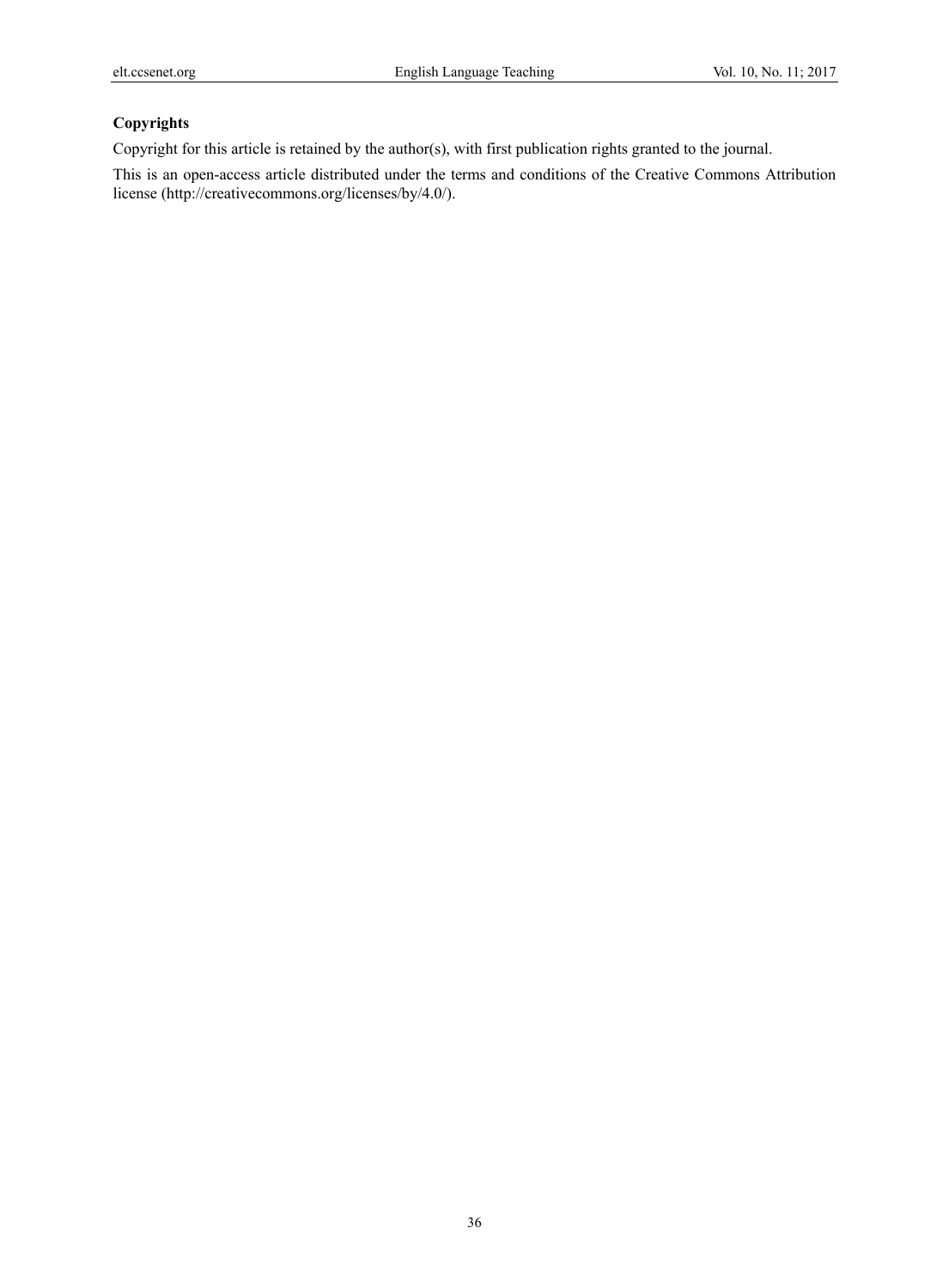## Copyrights

Copyright for this article is retained by the author(s), with first publication rights granted to the journal.

This is an open-access article distributed under the terms and conditions of the Creative Commons Attribution license (http://creativecommons.org/licenses/by/4.0/).